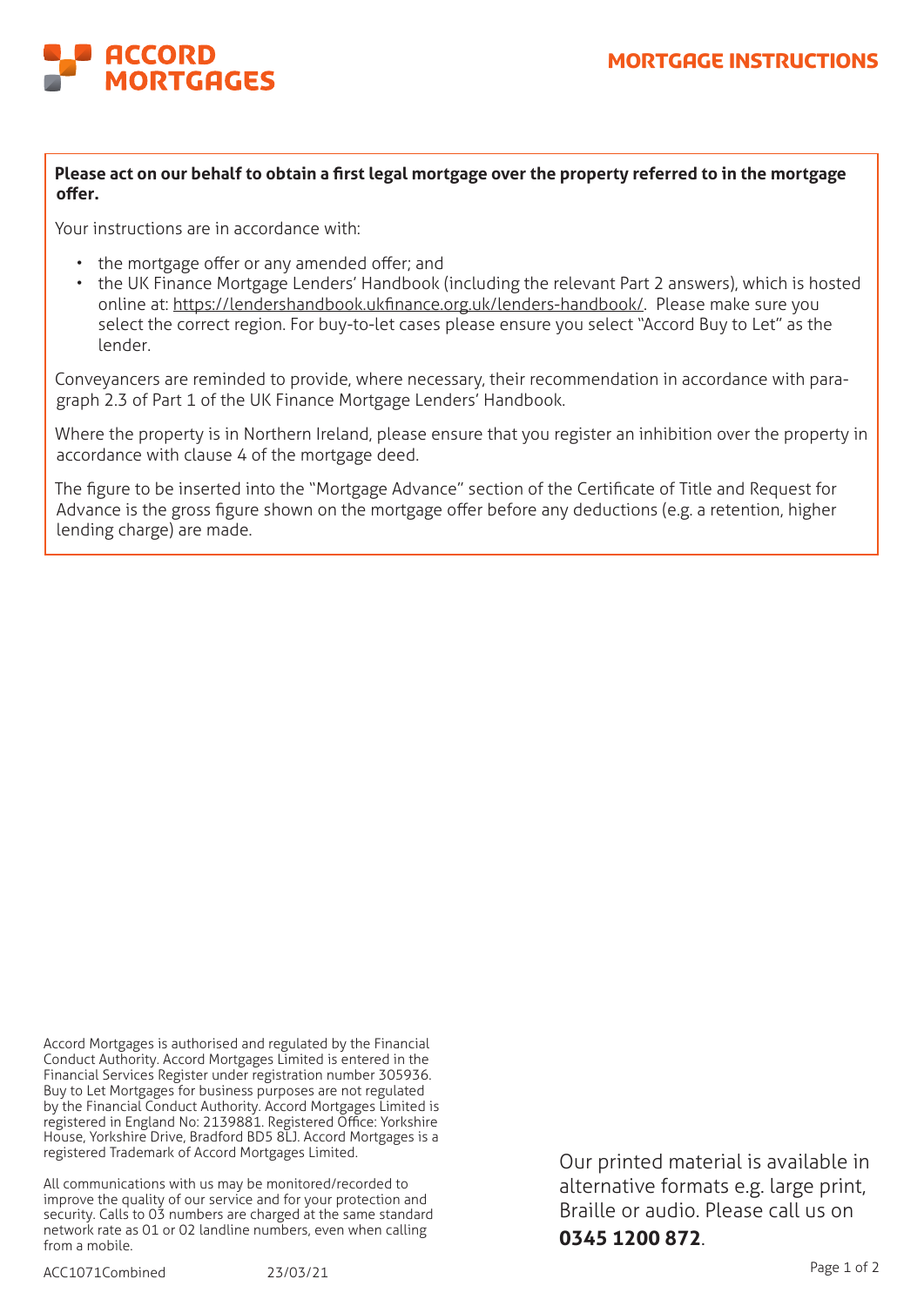**ACCORD MORTGAGES**

# MORTGAGE INSTRUCTIONS

**Please act on our behalf to obtain a first legal mortgage over the property referred to in the mortgage offer.**

Your instructions are in accordance with:

- the mortgage offer or any amended offer; and
- the UK Finance Mortgage Lenders' Handbook (including the relevant Part 2 answers), which is hosted online at: https://lendershandbook.ukfinance.org.uk/lenders-handbook/. Please make sure you select the correct region. For buy-to-let cases please ensure you select "Accord Buy to Let" as the lender.

Conveyancers are reminded to provide, where necessary, their recommendation in accordance with paragraph 2.3 of Part 1 of the UK Finance Mortgage Lenders' Handbook.

Where the property is in Northern Ireland, please ensure that you register an inhibition over the property in accordance with clause 4 of the mortgage deed.

The figure to be inserted into the "Mortgage Advance" section of the Certificate of Title and Request for Advance is the gross figure shown on the mortgage offer before any deductions (e.g. a retention, higher lending charge) are made.

Accord Mortgages is authorised and regulated by the Financial Conduct Authority. Accord Mortgages Limited is entered in the Financial Services Register under registration number 305936. Buy to Let Mortgages for business purposes are not regulated by the Financial Conduct Authority. Accord Mortgages Limited is registered in England No: 2139881. Registered Office: Yorkshire House, Yorkshire Drive, Bradford BD5 8LJ. Accord Mortgages is a registered Trademark of Accord Mortgages Limited.

All communications with us may be monitored/recorded to improve the quality of our service and for your protection and security. Calls to 03 numbers are charged at the same standard network rate as 01 or 02 landline numbers, even when calling from a mobile.

Our printed material is available in alternative formats e.g. large print, Braille or audio. Please call us on **0345 1200 872**.

ACC1071Combined 23/03/21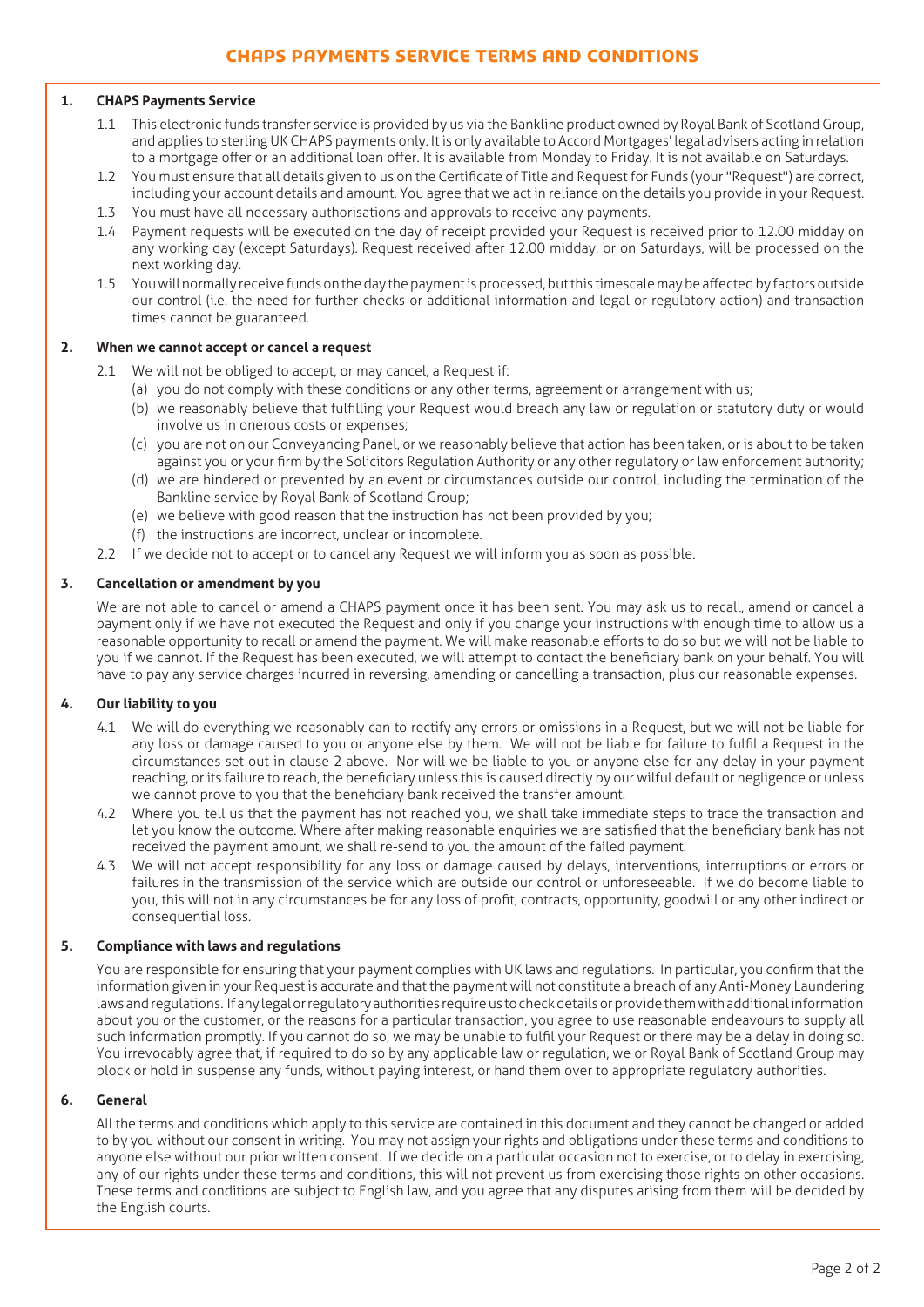# CHAPS PAYMENTS SERVICE TERMS AND CONDITIONS

## 1. CHAPS Payments Service

1.1 This electronic funds transfer service is provided by us via the Bankline product owned by Royal Bank of Scotland Group, and applies to sterling UK CHAPS payments only. It is only available to Accord Mortgages' legal advisers acting in relation to a mortgage offer or an additional loan offer. It is available from Monday to Friday. It is not available on Saturdays.

1.2 You must ensure that all details given to us on the Certificate of Title and Request for Funds (your "Request") are correct, including your account details and amount. You agree that we act in reliance on the details you provide in your Request.

1.3 You must have all necessary authorisations and approvals to receive any payments.

1.4 Payment requests will be executed on the day of receipt provided your Request is received prior to 12.00 midday on any working day (except Saturdays). Request received after 12.00 midday, or on Saturdays, will be processed on the next working day.

1.5 You will normally receive funds on the day the payment is processed, but this timescale may be affected by factors outside our control (i.e. the need for further checks or additional information and legal or regulatory action) and transaction times cannot be guaranteed.

## 2. When we cannot accept or cancel a request

2.1 We will not be obliged to accept, or may cancel, a Request if:

(a) you do not comply with these conditions or any other terms, agreement or arrangement with us;

(b) we reasonably believe that fulfilling your Request would breach any law or regulation or statutory duty or would involve us in onerous costs or expenses;

(c) you are not on our Conveyancing Panel, or we reasonably believe that action has been taken, or is about to be taken against you or your firm by the Solicitors Regulation Authority or any other regulatory or law enforcement authority;

(d) we are hindered or prevented by an event or circumstances outside our control, including the termination of the Bankline service by Royal Bank of Scotland Group;

(e) we believe with good reason that the instruction has not been provided by you;

(f) the instructions are incorrect, unclear or incomplete.

2.2 If we decide not to accept or to cancel any Request we will inform you as soon as possible.

## 3. Cancellation or amendment by you

We are not able to cancel or amend a CHAPS payment once it has been sent. You may ask us to recall, amend or cancel a payment only if we have not executed the Request and only if you change your instructions with enough time to allow us a reasonable opportunity to recall or amend the payment. We will make reasonable efforts to do so but we will not be liable to you if we cannot. If the Request has been executed, we will attempt to contact the beneficiary bank on your behalf. You will have to pay any service charges incurred in reversing, amending or cancelling a transaction, plus our reasonable expenses.

## 4. Our liability to you

4.1 We will do everything we reasonably can to rectify any errors or omissions in a Request, but we will not be liable for any loss or damage caused to you or anyone else by them. We will not be liable for failure to fulfil a Request in the circumstances set out in clause 2 above. Nor will we be liable to you or anyone else for any delay in your payment reaching, or its failure to reach, the beneficiary unless this is caused directly by our wilful default or negligence or unless we cannot prove to you that the beneficiary bank received the transfer amount.

4.2 Where you tell us that the payment has not reached you, we shall take immediate steps to trace the transaction and let you know the outcome. Where after making reasonable enquiries we are satisfied that the beneficiary bank has not received the payment amount, we shall re-send to you the amount of the failed payment.

4.3 We will not accept responsibility for any loss or damage caused by delays, interventions, interruptions or errors or failures in the transmission of the service which are outside our control or unforeseeable. If we do become liable to you, this will not in any circumstances be for any loss of profit, contracts, opportunity, goodwill or any other indirect or consequential loss.

## 5. Compliance with laws and regulations

You are responsible for ensuring that your payment complies with UK laws and regulations. In particular, you confirm that the information given in your Request is accurate and that the payment will not constitute a breach of any Anti-Money Laundering laws and regulations. If any legal or regulatory authorities require us to check details or provide them with additional information about you or the customer, or the reasons for a particular transaction, you agree to use reasonable endeavours to supply all such information promptly. If you cannot do so, we may be unable to fulfil your Request or there may be a delay in doing so. You irrevocably agree that, if required to do so by any applicable law or regulation, we or Royal Bank of Scotland Group may block or hold in suspense any funds, without paying interest, or hand them over to appropriate regulatory authorities.

## 6. General

All the terms and conditions which apply to this service are contained in this document and they cannot be changed or added to by you without our consent in writing. You may not assign your rights and obligations under these terms and conditions to anyone else without our prior written consent. If we decide on a particular occasion not to exercise, or to delay in exercising, any of our rights under these terms and conditions, this will not prevent us from exercising those rights on other occasions. These terms and conditions are subject to English law, and you agree that any disputes arising from them will be decided by the English courts.